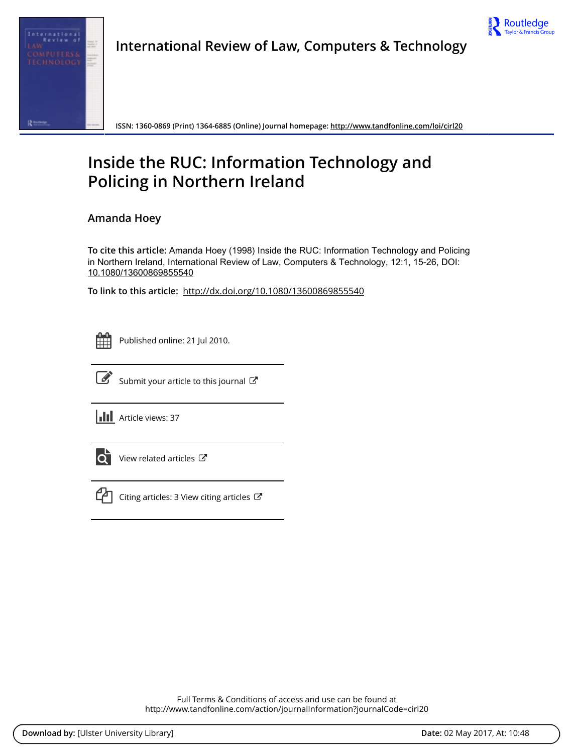International Review of Law, Computers & Technology

ISSN: 1360-0869 (Print) 1364-6885 (Online) Journal homepage: http://www.tandfonline.com/loi/cirl20

# Inside the RUC: Information Technology and Policing in Northern Ireland

Amanda Hoey

**To cite this article:** Amanda Hoey (1998) Inside the RUC: Information Technology and Policing in Northern Ireland, International Review of Law, Computers & Technology, 12:1, 15-26, DOI: 10.1080/13600869855540

**To link to this article:** http://dx.doi.org/10.1080/13600869855540

Published online: 21 Jul 2010.

Submit your article to this journal

Article views: 37

View related articles

Citing articles: 3 View citing articles

Full Terms & Conditions of access and use can be found at
http://www.tandfonline.com/action/journalInformation?journalCode=cirl20

**Download by:** [Ulster University Library] **Date:** 02 May 2017, At: 10:48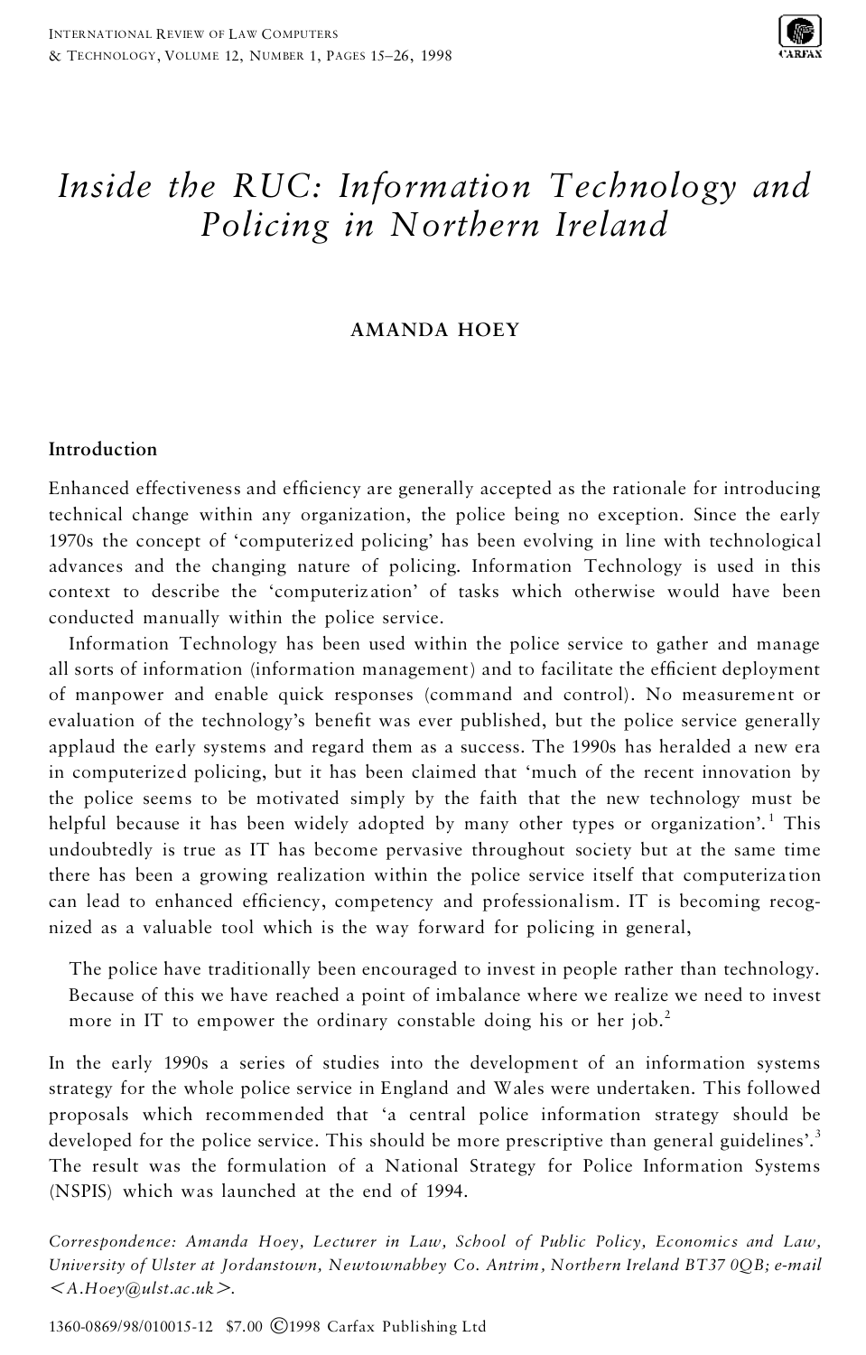# *Inside the RUC: Information Technology and Policing in Northern Ireland*

**AMANDA HOEY**

## Introduction

Enhanced effectiveness and efficiency are generally accepted as the rationale for introducing technical change within any organization, the police being no exception. Since the early 1970s the concept of 'computerized policing' has been evolving in line with technological advances and the changing nature of policing. Information Technology is used in this context to describe the 'computerization' of tasks which otherwise would have been conducted manually within the police service.

Information Technology has been used within the police service to gather and manage all sorts of information (information management) and to facilitate the efficient deployment of manpower and enable quick responses (command and control). No measurement or evaluation of the technology's benefit was ever published, but the police service generally applaud the early systems and regard them as a success. The 1990s has heralded a new era in computerized policing, but it has been claimed that 'much of the recent innovation by the police seems to be motivated simply by the faith that the new technology must be helpful because it has been widely adopted by many other types or organization'.[1] This undoubtedly is true as IT has become pervasive throughout society but at the same time there has been a growing realization within the police service itself that computerization can lead to enhanced efficiency, competency and professionalism. IT is becoming recognized as a valuable tool which is the way forward for policing in general,

> The police have traditionally been encouraged to invest in people rather than technology. Because of this we have reached a point of imbalance where we realize we need to invest more in IT to empower the ordinary constable doing his or her job.[2]

In the early 1990s a series of studies into the development of an information systems strategy for the whole police service in England and Wales were undertaken. This followed proposals which recommended that 'a central police information strategy should be developed for the police service. This should be more prescriptive than general guidelines'.[3] The result was the formulation of a National Strategy for Police Information Systems (NSPIS) which was launched at the end of 1994.

*Correspondence: Amanda Hoey, Lecturer in Law, School of Public Policy, Economics and Law, University of Ulster at Jordanstown, Newtownabbey Co. Antrim, Northern Ireland BT37 0QB; e-mail <A.Hoey@ulst.ac.uk>.*

1360-0869/98/010015-12 $7.00 ©1998 Carfax Publishing Ltd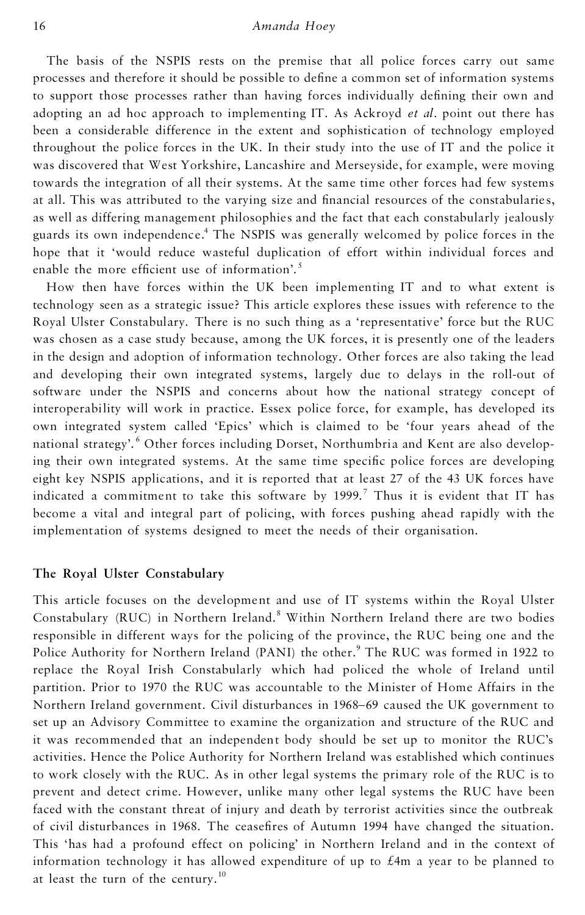The basis of the NSPIS rests on the premise that all police forces carry out same processes and therefore it should be possible to define a common set of information systems to support those processes rather than having forces individually defining their own and adopting an ad hoc approach to implementing IT. As Ackroyd *et al*. point out there has been a considerable difference in the extent and sophistication of technology employed throughout the police forces in the UK. In their study into the use of IT and the police it was discovered that West Yorkshire, Lancashire and Merseyside, for example, were moving towards the integration of all their systems. At the same time other forces had few systems at all. This was attributed to the varying size and financial resources of the constabularies, as well as differing management philosophies and the fact that each constabularly jealously guards its own independence.[4] The NSPIS was generally welcomed by police forces in the hope that it 'would reduce wasteful duplication of effort within individual forces and enable the more efficient use of information'.[5]

How then have forces within the UK been implementing IT and to what extent is technology seen as a strategic issue? This article explores these issues with reference to the Royal Ulster Constabulary. There is no such thing as a 'representative' force but the RUC was chosen as a case study because, among the UK forces, it is presently one of the leaders in the design and adoption of information technology. Other forces are also taking the lead and developing their own integrated systems, largely due to delays in the roll-out of software under the NSPIS and concerns about how the national strategy concept of interoperability will work in practice. Essex police force, for example, has developed its own integrated system called 'Epics' which is claimed to be 'four years ahead of the national strategy'.[6] Other forces including Dorset, Northumbria and Kent are also developing their own integrated systems. At the same time specific police forces are developing eight key NSPIS applications, and it is reported that at least 27 of the 43 UK forces have indicated a commitment to take this software by 1999.[7] Thus it is evident that IT has become a vital and integral part of policing, with forces pushing ahead rapidly with the implementation of systems designed to meet the needs of their organisation.

## The Royal Ulster Constabulary

This article focuses on the development and use of IT systems within the Royal Ulster Constabulary (RUC) in Northern Ireland.[8] Within Northern Ireland there are two bodies responsible in different ways for the policing of the province, the RUC being one and the Police Authority for Northern Ireland (PANI) the other.[9] The RUC was formed in 1922 to replace the Royal Irish Constabularly which had policed the whole of Ireland until partition. Prior to 1970 the RUC was accountable to the Minister of Home Affairs in the Northern Ireland government. Civil disturbances in 1968–69 caused the UK government to set up an Advisory Committee to examine the organization and structure of the RUC and it was recommended that an independent body should be set up to monitor the RUC's activities. Hence the Police Authority for Northern Ireland was established which continues to work closely with the RUC. As in other legal systems the primary role of the RUC is to prevent and detect crime. However, unlike many other legal systems the RUC have been faced with the constant threat of injury and death by terrorist activities since the outbreak of civil disturbances in 1968. The ceasefires of Autumn 1994 have changed the situation. This 'has had a profound effect on policing' in Northern Ireland and in the context of information technology it has allowed expenditure of up to £4m a year to be planned to at least the turn of the century.[10]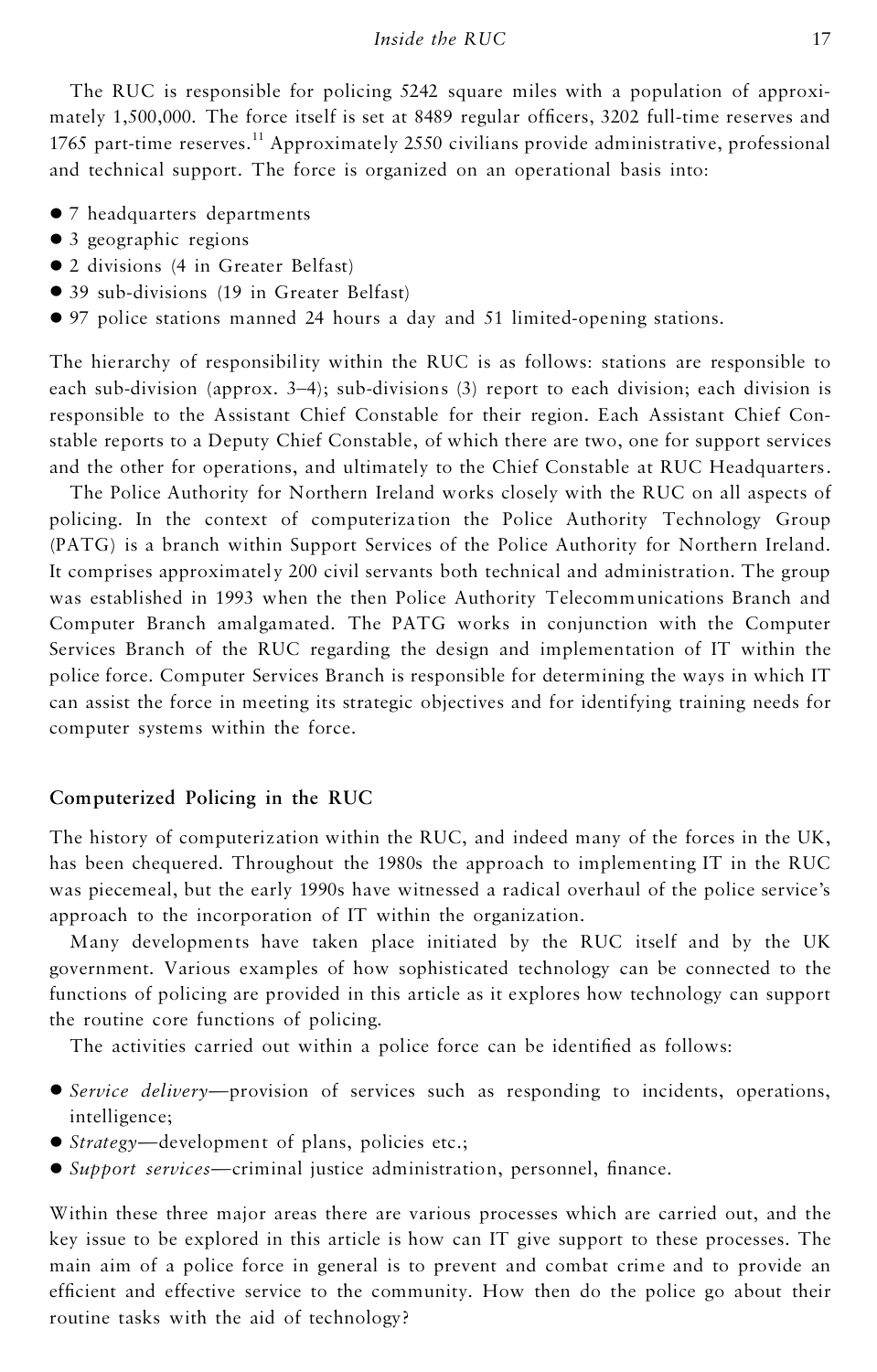The RUC is responsible for policing 5242 square miles with a population of approximately 1,500,000. The force itself is set at 8489 regular officers, 3202 full-time reserves and 1765 part-time reserves.[11] Approximately 2550 civilians provide administrative, professional and technical support. The force is organized on an operational basis into:

- 7 headquarters departments
- 3 geographic regions
- 2 divisions (4 in Greater Belfast)
- 39 sub-divisions (19 in Greater Belfast)
- 97 police stations manned 24 hours a day and 51 limited-opening stations.

The hierarchy of responsibility within the RUC is as follows: stations are responsible to each sub-division (approx. 3–4); sub-divisions (3) report to each division; each division is responsible to the Assistant Chief Constable for their region. Each Assistant Chief Constable reports to a Deputy Chief Constable, of which there are two, one for support services and the other for operations, and ultimately to the Chief Constable at RUC Headquarters.

The Police Authority for Northern Ireland works closely with the RUC on all aspects of policing. In the context of computerization the Police Authority Technology Group (PATG) is a branch within Support Services of the Police Authority for Northern Ireland. It comprises approximately 200 civil servants both technical and administration. The group was established in 1993 when the then Police Authority Telecommunications Branch and Computer Branch amalgamated. The PATG works in conjunction with the Computer Services Branch of the RUC regarding the design and implementation of IT within the police force. Computer Services Branch is responsible for determining the ways in which IT can assist the force in meeting its strategic objectives and for identifying training needs for computer systems within the force.

## Computerized Policing in the RUC

The history of computerization within the RUC, and indeed many of the forces in the UK, has been chequered. Throughout the 1980s the approach to implementing IT in the RUC was piecemeal, but the early 1990s have witnessed a radical overhaul of the police service's approach to the incorporation of IT within the organization.

Many developments have taken place initiated by the RUC itself and by the UK government. Various examples of how sophisticated technology can be connected to the functions of policing are provided in this article as it explores how technology can support the routine core functions of policing.

The activities carried out within a police force can be identified as follows:

- *Service delivery*—provision of services such as responding to incidents, operations, intelligence;
- *Strategy*—development of plans, policies etc.;
- *Support services*—criminal justice administration, personnel, finance.

Within these three major areas there are various processes which are carried out, and the key issue to be explored in this article is how can IT give support to these processes. The main aim of a police force in general is to prevent and combat crime and to provide an efficient and effective service to the community. How then do the police go about their routine tasks with the aid of technology?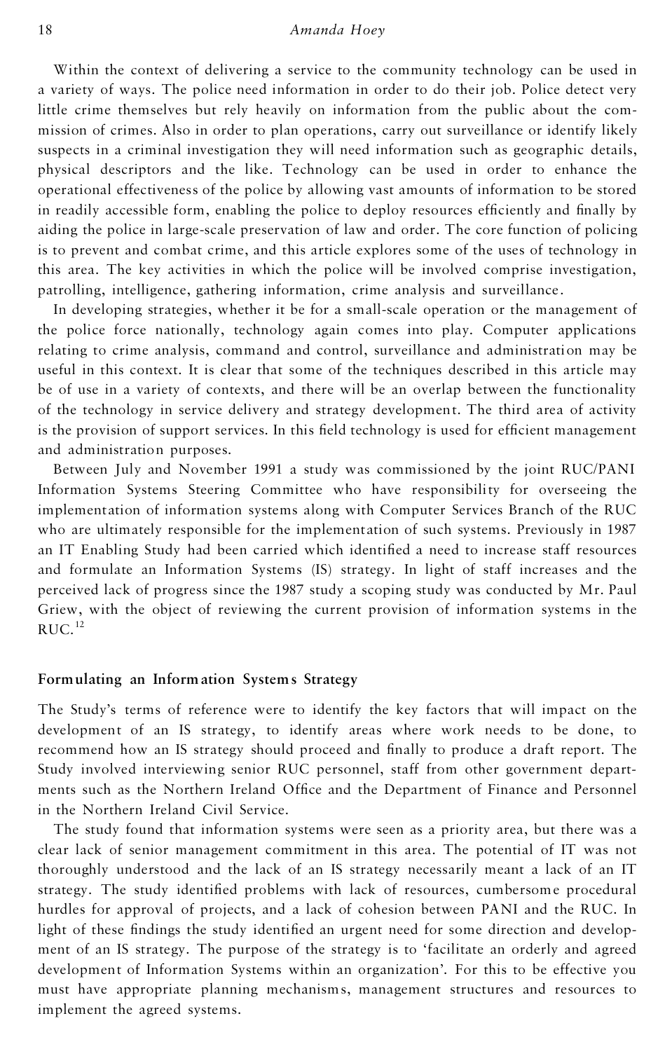Within the context of delivering a service to the community technology can be used in a variety of ways. The police need information in order to do their job. Police detect very little crime themselves but rely heavily on information from the public about the commission of crimes. Also in order to plan operations, carry out surveillance or identify likely suspects in a criminal investigation they will need information such as geographic details, physical descriptors and the like. Technology can be used in order to enhance the operational effectiveness of the police by allowing vast amounts of information to be stored in readily accessible form, enabling the police to deploy resources efficiently and finally by aiding the police in large-scale preservation of law and order. The core function of policing is to prevent and combat crime, and this article explores some of the uses of technology in this area. The key activities in which the police will be involved comprise investigation, patrolling, intelligence, gathering information, crime analysis and surveillance.

In developing strategies, whether it be for a small-scale operation or the management of the police force nationally, technology again comes into play. Computer applications relating to crime analysis, command and control, surveillance and administration may be useful in this context. It is clear that some of the techniques described in this article may be of use in a variety of contexts, and there will be an overlap between the functionality of the technology in service delivery and strategy development. The third area of activity is the provision of support services. In this field technology is used for efficient management and administration purposes.

Between July and November 1991 a study was commissioned by the joint RUC/PANI Information Systems Steering Committee who have responsibility for overseeing the implementation of information systems along with Computer Services Branch of the RUC who are ultimately responsible for the implementation of such systems. Previously in 1987 an IT Enabling Study had been carried which identified a need to increase staff resources and formulate an Information Systems (IS) strategy. In light of staff increases and the perceived lack of progress since the 1987 study a scoping study was conducted by Mr. Paul Griew, with the object of reviewing the current provision of information systems in the RUC.[12]

## Formulating an Information Systems Strategy

The Study's terms of reference were to identify the key factors that will impact on the development of an IS strategy, to identify areas where work needs to be done, to recommend how an IS strategy should proceed and finally to produce a draft report. The Study involved interviewing senior RUC personnel, staff from other government departments such as the Northern Ireland Office and the Department of Finance and Personnel in the Northern Ireland Civil Service.

The study found that information systems were seen as a priority area, but there was a clear lack of senior management commitment in this area. The potential of IT was not thoroughly understood and the lack of an IS strategy necessarily meant a lack of an IT strategy. The study identified problems with lack of resources, cumbersome procedural hurdles for approval of projects, and a lack of cohesion between PANI and the RUC. In light of these findings the study identified an urgent need for some direction and development of an IS strategy. The purpose of the strategy is to 'facilitate an orderly and agreed development of Information Systems within an organization'. For this to be effective you must have appropriate planning mechanisms, management structures and resources to implement the agreed systems.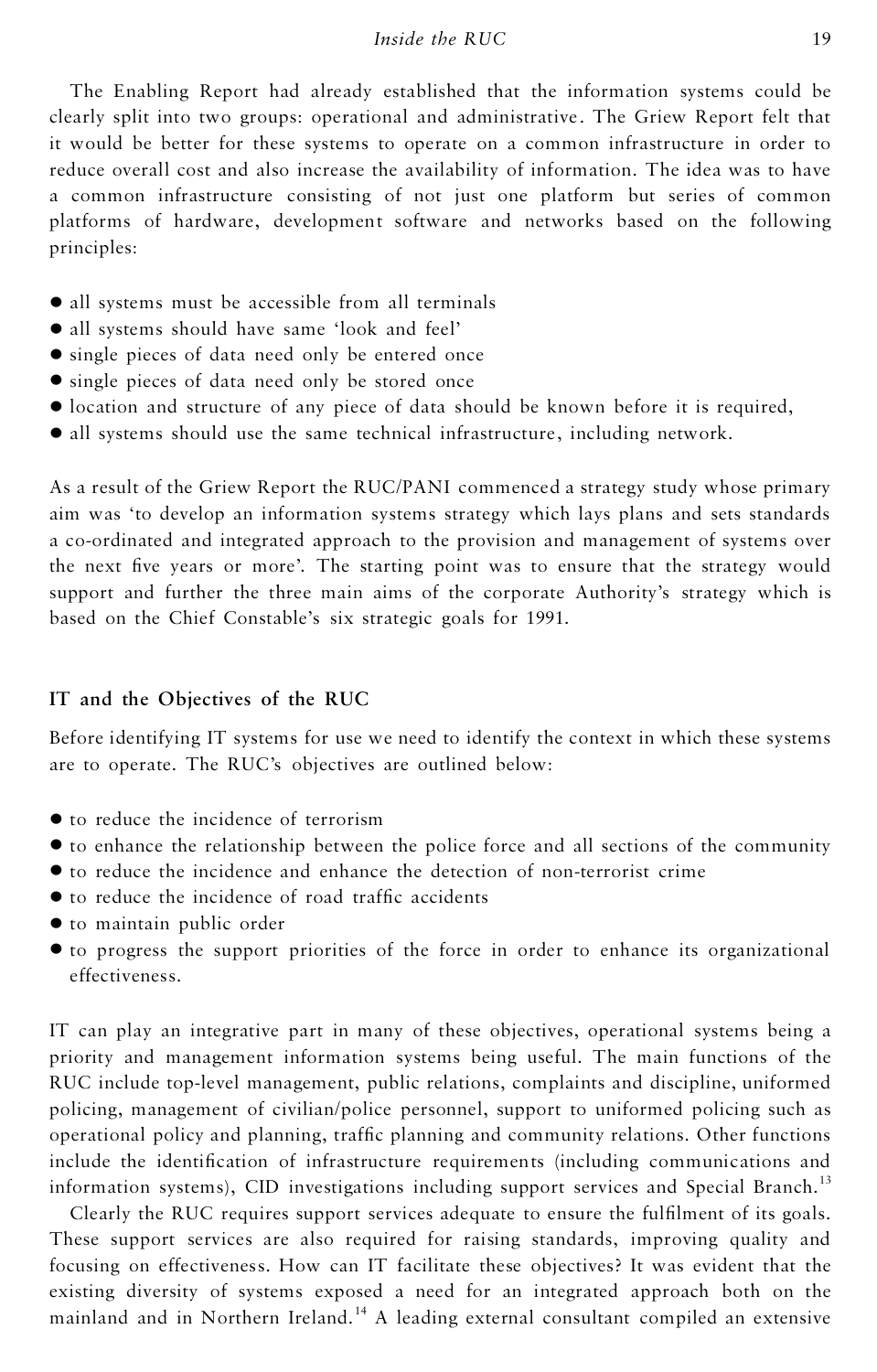The Enabling Report had already established that the information systems could be clearly split into two groups: operational and administrative. The Griew Report felt that it would be better for these systems to operate on a common infrastructure in order to reduce overall cost and also increase the availability of information. The idea was to have a common infrastructure consisting of not just one platform but series of common platforms of hardware, development software and networks based on the following principles:

- all systems must be accessible from all terminals
- all systems should have same 'look and feel'
- single pieces of data need only be entered once
- single pieces of data need only be stored once
- location and structure of any piece of data should be known before it is required,
- all systems should use the same technical infrastructure, including network.

As a result of the Griew Report the RUC/PANI commenced a strategy study whose primary aim was 'to develop an information systems strategy which lays plans and sets standards a co-ordinated and integrated approach to the provision and management of systems over the next five years or more'. The starting point was to ensure that the strategy would support and further the three main aims of the corporate Authority's strategy which is based on the Chief Constable's six strategic goals for 1991.

## IT and the Objectives of the RUC

Before identifying IT systems for use we need to identify the context in which these systems are to operate. The RUC's objectives are outlined below:

- to reduce the incidence of terrorism
- to enhance the relationship between the police force and all sections of the community
- to reduce the incidence and enhance the detection of non-terrorist crime
- to reduce the incidence of road traffic accidents
- to maintain public order
- to progress the support priorities of the force in order to enhance its organizational effectiveness.

IT can play an integrative part in many of these objectives, operational systems being a priority and management information systems being useful. The main functions of the RUC include top-level management, public relations, complaints and discipline, uniformed policing, management of civilian/police personnel, support to uniformed policing such as operational policy and planning, traffic planning and community relations. Other functions include the identification of infrastructure requirements (including communications and information systems), CID investigations including support services and Special Branch.[13]

Clearly the RUC requires support services adequate to ensure the fulfilment of its goals. These support services are also required for raising standards, improving quality and focusing on effectiveness. How can IT facilitate these objectives? It was evident that the existing diversity of systems exposed a need for an integrated approach both on the mainland and in Northern Ireland.[14] A leading external consultant compiled an extensive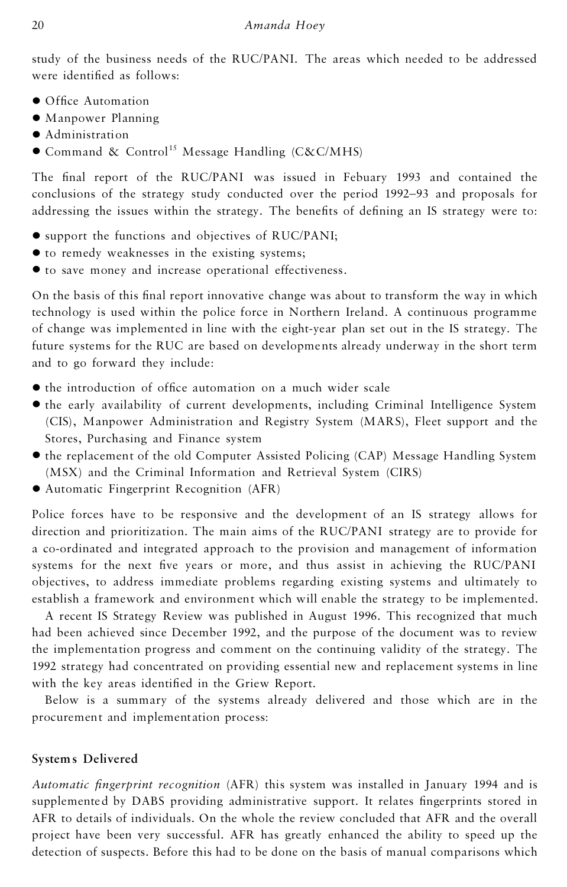study of the business needs of the RUC/PANI. The areas which needed to be addressed were identified as follows:

- Office Automation
- Manpower Planning
- Administration
- Command & Control[15] Message Handling (C&C/MHS)

The final report of the RUC/PANI was issued in Febuary 1993 and contained the conclusions of the strategy study conducted over the period 1992–93 and proposals for addressing the issues within the strategy. The benefits of defining an IS strategy were to:

- support the functions and objectives of RUC/PANI;
- to remedy weaknesses in the existing systems;
- to save money and increase operational effectiveness.

On the basis of this final report innovative change was about to transform the way in which technology is used within the police force in Northern Ireland. A continuous programme of change was implemented in line with the eight-year plan set out in the IS strategy. The future systems for the RUC are based on developments already underway in the short term and to go forward they include:

- the introduction of office automation on a much wider scale
- the early availability of current developments, including Criminal Intelligence System (CIS), Manpower Administration and Registry System (MARS), Fleet support and the Stores, Purchasing and Finance system
- the replacement of the old Computer Assisted Policing (CAP) Message Handling System (MSX) and the Criminal Information and Retrieval System (CIRS)
- Automatic Fingerprint Recognition (AFR)

Police forces have to be responsive and the development of an IS strategy allows for direction and prioritization. The main aims of the RUC/PANI strategy are to provide for a co-ordinated and integrated approach to the provision and management of information systems for the next five years or more, and thus assist in achieving the RUC/PANI objectives, to address immediate problems regarding existing systems and ultimately to establish a framework and environment which will enable the strategy to be implemented.

A recent IS Strategy Review was published in August 1996. This recognized that much had been achieved since December 1992, and the purpose of the document was to review the implementation progress and comment on the continuing validity of the strategy. The 1992 strategy had concentrated on providing essential new and replacement systems in line with the key areas identified in the Griew Report.

Below is a summary of the systems already delivered and those which are in the procurement and implementation process:

### Systems Delivered

*Automatic fingerprint recognition* (AFR) this system was installed in January 1994 and is supplemented by DABS providing administrative support. It relates fingerprints stored in AFR to details of individuals. On the whole the review concluded that AFR and the overall project have been very successful. AFR has greatly enhanced the ability to speed up the detection of suspects. Before this had to be done on the basis of manual comparisons which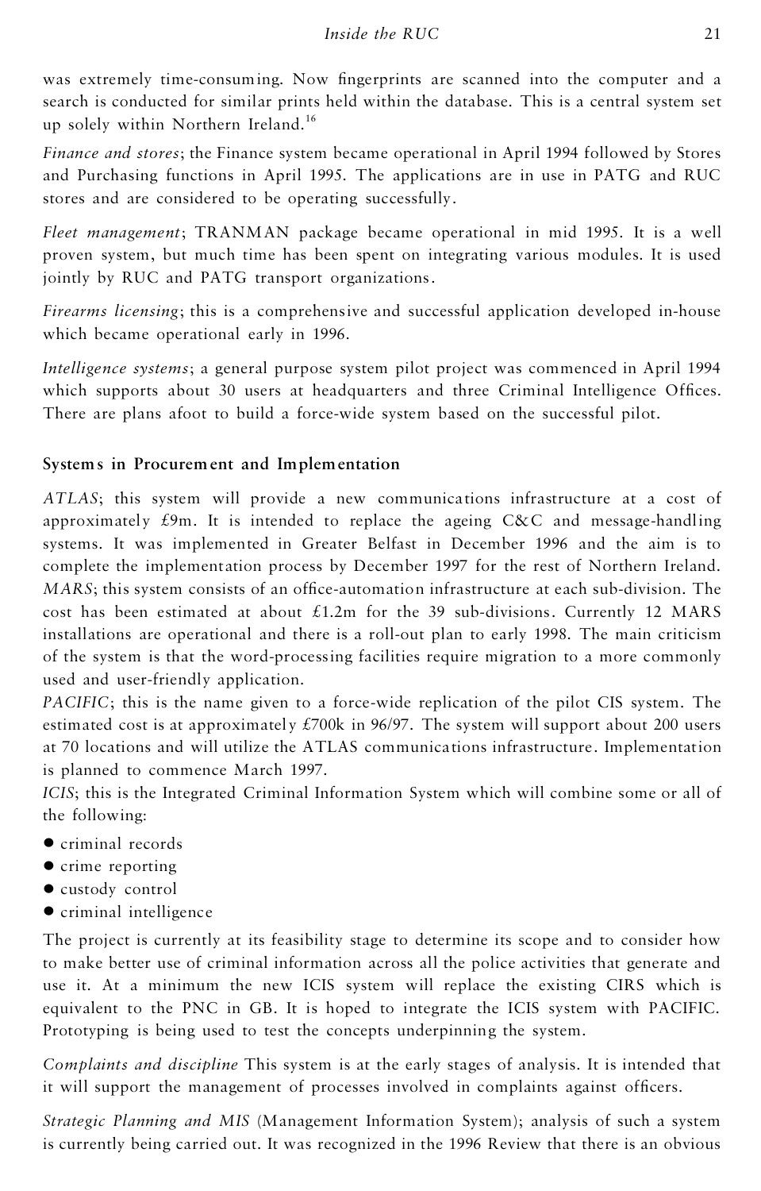was extremely time-consuming. Now fingerprints are scanned into the computer and a search is conducted for similar prints held within the database. This is a central system set up solely within Northern Ireland.[16]

*Finance and stores*; the Finance system became operational in April 1994 followed by Stores and Purchasing functions in April 1995. The applications are in use in PATG and RUC stores and are considered to be operating successfully.

*Fleet management*; TRANMAN package became operational in mid 1995. It is a well proven system, but much time has been spent on integrating various modules. It is used jointly by RUC and PATG transport organizations.

*Firearms licensing*; this is a comprehensive and successful application developed in-house which became operational early in 1996.

*Intelligence systems*; a general purpose system pilot project was commenced in April 1994 which supports about 30 users at headquarters and three Criminal Intelligence Offices. There are plans afoot to build a force-wide system based on the successful pilot.

## Systems in Procurement and Implementation

*ATLAS*; this system will provide a new communications infrastructure at a cost of approximately £9m. It is intended to replace the ageing C&C and message-handling systems. It was implemented in Greater Belfast in December 1996 and the aim is to complete the implementation process by December 1997 for the rest of Northern Ireland.
*MARS*; this system consists of an office-automation infrastructure at each sub-division. The cost has been estimated at about £1.2m for the 39 sub-divisions. Currently 12 MARS installations are operational and there is a roll-out plan to early 1998. The main criticism of the system is that the word-processing facilities require migration to a more commonly used and user-friendly application.
*PACIFIC*; this is the name given to a force-wide replication of the pilot CIS system. The estimated cost is at approximately £700k in 96/97. The system will support about 200 users at 70 locations and will utilize the ATLAS communications infrastructure. Implementation is planned to commence March 1997.
*ICIS*; this is the Integrated Criminal Information System which will combine some or all of the following:

- criminal records
- crime reporting
- custody control
- criminal intelligence

The project is currently at its feasibility stage to determine its scope and to consider how to make better use of criminal information across all the police activities that generate and use it. At a minimum the new ICIS system will replace the existing CIRS which is equivalent to the PNC in GB. It is hoped to integrate the ICIS system with PACIFIC. Prototyping is being used to test the concepts underpinning the system.

*Complaints and discipline* This system is at the early stages of analysis. It is intended that it will support the management of processes involved in complaints against officers.

*Strategic Planning and MIS* (Management Information System); analysis of such a system is currently being carried out. It was recognized in the 1996 Review that there is an obvious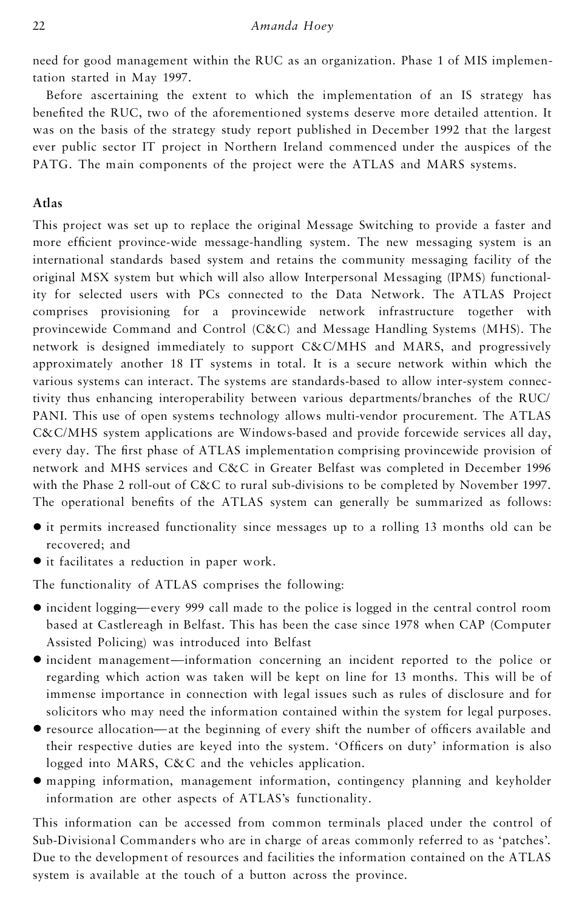need for good management within the RUC as an organization. Phase 1 of MIS implementation started in May 1997.

Before ascertaining the extent to which the implementation of an IS strategy has benefited the RUC, two of the aforementioned systems deserve more detailed attention. It was on the basis of the strategy study report published in December 1992 that the largest ever public sector IT project in Northern Ireland commenced under the auspices of the PATG. The main components of the project were the ATLAS and MARS systems.

### Atlas

This project was set up to replace the original Message Switching to provide a faster and more efficient province-wide message-handling system. The new messaging system is an international standards based system and retains the community messaging facility of the original MSX system but which will also allow Interpersonal Messaging (IPMS) functionality for selected users with PCs connected to the Data Network. The ATLAS Project comprises provisioning for a provincewide network infrastructure together with provincewide Command and Control (C&C) and Message Handling Systems (MHS). The network is designed immediately to support C&C/MHS and MARS, and progressively approximately another 18 IT systems in total. It is a secure network within which the various systems can interact. The systems are standards-based to allow inter-system connectivity thus enhancing interoperability between various departments/branches of the RUC/PANI. This use of open systems technology allows multi-vendor procurement. The ATLAS C&C/MHS system applications are Windows-based and provide forcewide services all day, every day. The first phase of ATLAS implementation comprising provincewide provision of network and MHS services and C&C in Greater Belfast was completed in December 1996 with the Phase 2 roll-out of C&C to rural sub-divisions to be completed by November 1997. The operational benefits of the ATLAS system can generally be summarized as follows:

- it permits increased functionality since messages up to a rolling 13 months old can be recovered; and
- it facilitates a reduction in paper work.

The functionality of ATLAS comprises the following:

- incident logging—every 999 call made to the police is logged in the central control room based at Castlereagh in Belfast. This has been the case since 1978 when CAP (Computer Assisted Policing) was introduced into Belfast
- incident management—information concerning an incident reported to the police or regarding which action was taken will be kept on line for 13 months. This will be of immense importance in connection with legal issues such as rules of disclosure and for solicitors who may need the information contained within the system for legal purposes.
- resource allocation—at the beginning of every shift the number of officers available and their respective duties are keyed into the system. 'Officers on duty' information is also logged into MARS, C&C and the vehicles application.
- mapping information, management information, contingency planning and keyholder information are other aspects of ATLAS's functionality.

This information can be accessed from common terminals placed under the control of Sub-Divisional Commanders who are in charge of areas commonly referred to as 'patches'. Due to the development of resources and facilities the information contained on the ATLAS system is available at the touch of a button across the province.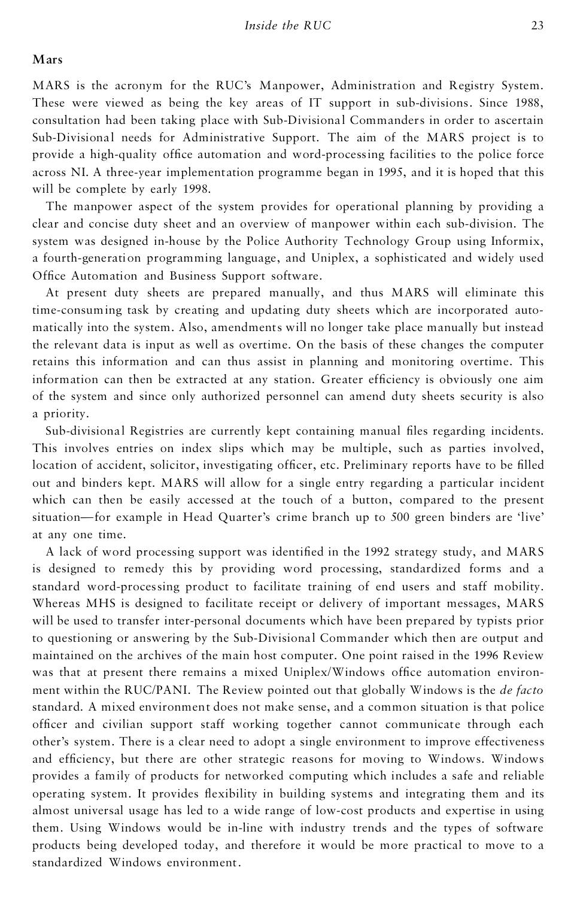## Mars

MARS is the acronym for the RUC's Manpower, Administration and Registry System. These were viewed as being the key areas of IT support in sub-divisions. Since 1988, consultation had been taking place with Sub-Divisional Commanders in order to ascertain Sub-Divisional needs for Administrative Support. The aim of the MARS project is to provide a high-quality office automation and word-processing facilities to the police force across NI. A three-year implementation programme began in 1995, and it is hoped that this will be complete by early 1998.

The manpower aspect of the system provides for operational planning by providing a clear and concise duty sheet and an overview of manpower within each sub-division. The system was designed in-house by the Police Authority Technology Group using Informix, a fourth-generation programming language, and Uniplex, a sophisticated and widely used Office Automation and Business Support software.

At present duty sheets are prepared manually, and thus MARS will eliminate this time-consuming task by creating and updating duty sheets which are incorporated automatically into the system. Also, amendments will no longer take place manually but instead the relevant data is input as well as overtime. On the basis of these changes the computer retains this information and can thus assist in planning and monitoring overtime. This information can then be extracted at any station. Greater efficiency is obviously one aim of the system and since only authorized personnel can amend duty sheets security is also a priority.

Sub-divisional Registries are currently kept containing manual files regarding incidents. This involves entries on index slips which may be multiple, such as parties involved, location of accident, solicitor, investigating officer, etc. Preliminary reports have to be filled out and binders kept. MARS will allow for a single entry regarding a particular incident which can then be easily accessed at the touch of a button, compared to the present situation—for example in Head Quarter's crime branch up to 500 green binders are 'live' at any one time.

A lack of word processing support was identified in the 1992 strategy study, and MARS is designed to remedy this by providing word processing, standardized forms and a standard word-processing product to facilitate training of end users and staff mobility. Whereas MHS is designed to facilitate receipt or delivery of important messages, MARS will be used to transfer inter-personal documents which have been prepared by typists prior to questioning or answering by the Sub-Divisional Commander which then are output and maintained on the archives of the main host computer. One point raised in the 1996 Review was that at present there remains a mixed Uniplex/Windows office automation environment within the RUC/PANI. The Review pointed out that globally Windows is the *de facto* standard. A mixed environment does not make sense, and a common situation is that police officer and civilian support staff working together cannot communicate through each other's system. There is a clear need to adopt a single environment to improve effectiveness and efficiency, but there are other strategic reasons for moving to Windows. Windows provides a family of products for networked computing which includes a safe and reliable operating system. It provides flexibility in building systems and integrating them and its almost universal usage has led to a wide range of low-cost products and expertise in using them. Using Windows would be in-line with industry trends and the types of software products being developed today, and therefore it would be more practical to move to a standardized Windows environment.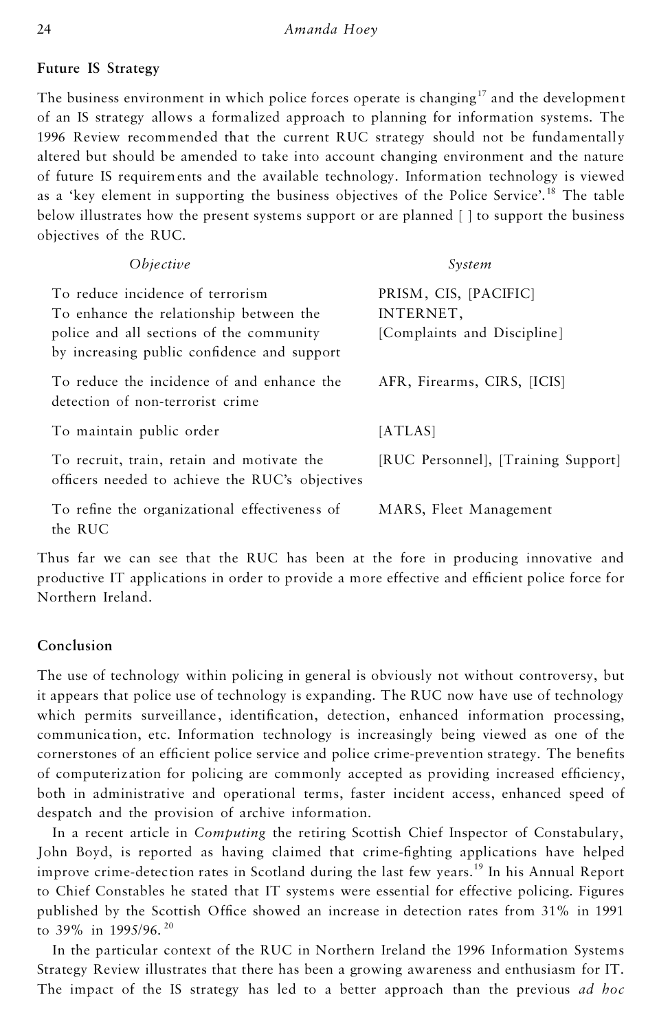### Future IS Strategy

The business environment in which police forces operate is changing[17] and the development of an IS strategy allows a formalized approach to planning for information systems. The 1996 Review recommended that the current RUC strategy should not be fundamentally altered but should be amended to take into account changing environment and the nature of future IS requirements and the available technology. Information technology is viewed as a 'key element in supporting the business objectives of the Police Service'.[18] The table below illustrates how the present systems support or are planned [ ] to support the business objectives of the RUC.

| *Objective* | *System* |
| --- | --- |
| To reduce incidence of terrorism | PRISM, CIS, [PACIFIC] |
| To enhance the relationship between the police and all sections of the community by increasing public confidence and support | INTERNET, [Complaints and Discipline] |
| To reduce the incidence of and enhance the detection of non-terrorist crime | AFR, Firearms, CIRS, [ICIS] |
| To maintain public order | [ATLAS] |
| To recruit, train, retain and motivate the officers needed to achieve the RUC's objectives | [RUC Personnel], [Training Support] |
| To refine the organizational effectiveness of the RUC | MARS, Fleet Management |

Thus far we can see that the RUC has been at the fore in producing innovative and productive IT applications in order to provide a more effective and efficient police force for Northern Ireland.

### Conclusion

The use of technology within policing in general is obviously not without controversy, but it appears that police use of technology is expanding. The RUC now have use of technology which permits surveillance, identification, detection, enhanced information processing, communication, etc. Information technology is increasingly being viewed as one of the cornerstones of an efficient police service and police crime-prevention strategy. The benefits of computerization for policing are commonly accepted as providing increased efficiency, both in administrative and operational terms, faster incident access, enhanced speed of despatch and the provision of archive information.

In a recent article in *Computing* the retiring Scottish Chief Inspector of Constabulary, John Boyd, is reported as having claimed that crime-fighting applications have helped improve crime-detection rates in Scotland during the last few years.[19] In his Annual Report to Chief Constables he stated that IT systems were essential for effective policing. Figures published by the Scottish Office showed an increase in detection rates from 31% in 1991 to 39% in 1995/96.[20]

In the particular context of the RUC in Northern Ireland the 1996 Information Systems Strategy Review illustrates that there has been a growing awareness and enthusiasm for IT. The impact of the IS strategy has led to a better approach than the previous *ad hoc*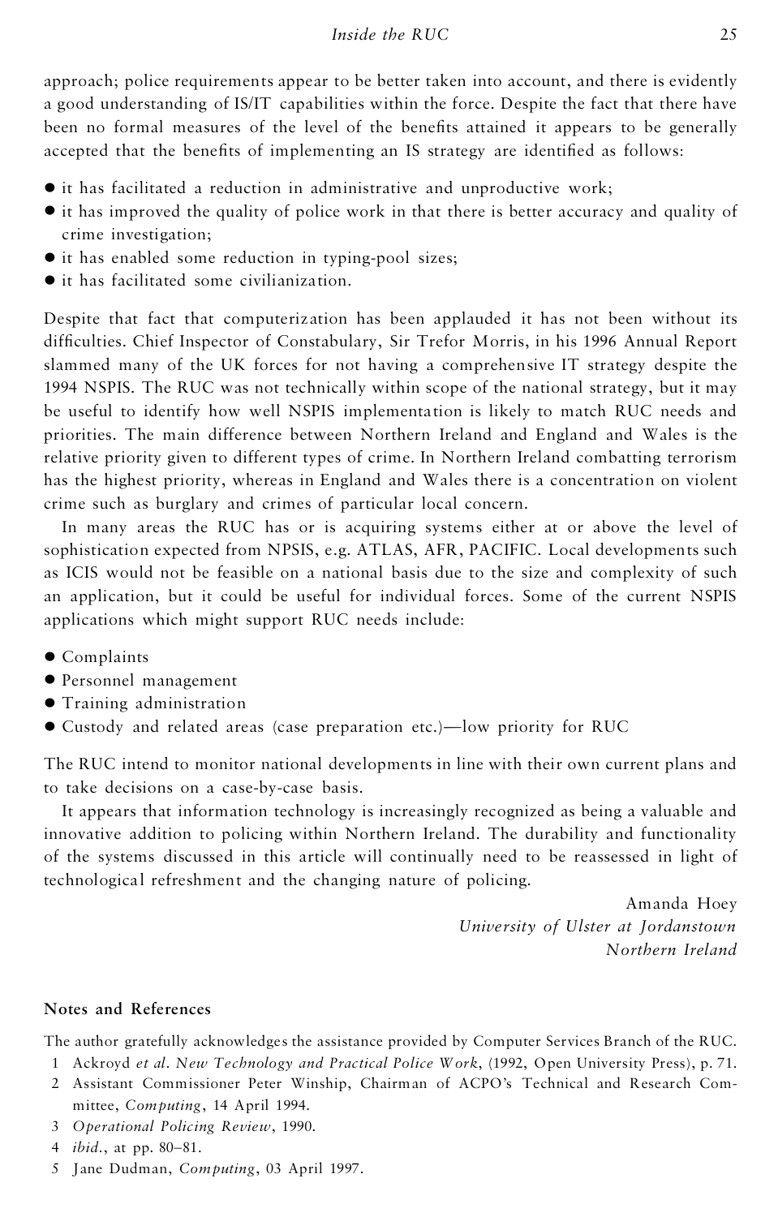approach; police requirements appear to be better taken into account, and there is evidently a good understanding of IS/IT capabilities within the force. Despite the fact that there have been no formal measures of the level of the benefits attained it appears to be generally accepted that the benefits of implementing an IS strategy are identified as follows:

- it has facilitated a reduction in administrative and unproductive work;
- it has improved the quality of police work in that there is better accuracy and quality of crime investigation;
- it has enabled some reduction in typing-pool sizes;
- it has facilitated some civilianization.

Despite that fact that computerization has been applauded it has not been without its difficulties. Chief Inspector of Constabulary, Sir Trefor Morris, in his 1996 Annual Report slammed many of the UK forces for not having a comprehensive IT strategy despite the 1994 NSPIS. The RUC was not technically within scope of the national strategy, but it may be useful to identify how well NSPIS implementation is likely to match RUC needs and priorities. The main difference between Northern Ireland and England and Wales is the relative priority given to different types of crime. In Northern Ireland combatting terrorism has the highest priority, whereas in England and Wales there is a concentration on violent crime such as burglary and crimes of particular local concern.

In many areas the RUC has or is acquiring systems either at or above the level of sophistication expected from NPSIS, e.g. ATLAS, AFR, PACIFIC. Local developments such as ICIS would not be feasible on a national basis due to the size and complexity of such an application, but it could be useful for individual forces. Some of the current NSPIS applications which might support RUC needs include:

- Complaints
- Personnel management
- Training administration
- Custody and related areas (case preparation etc.)—low priority for RUC

The RUC intend to monitor national developments in line with their own current plans and to take decisions on a case-by-case basis.

It appears that information technology is increasingly recognized as being a valuable and innovative addition to policing within Northern Ireland. The durability and functionality of the systems discussed in this article will continually need to be reassessed in light of technological refreshment and the changing nature of policing.

Amanda Hoey
*University of Ulster at Jordanstown*
*Northern Ireland*

## Notes and References

The author gratefully acknowledges the assistance provided by Computer Services Branch of the RUC.

1. Ackroyd *et al*. *New Technology and Practical Police Work*, (1992, Open University Press), p. 71.
2. Assistant Commissioner Peter Winship, Chairman of ACPO's Technical and Research Committee, *Computing*, 14 April 1994.
3. *Operational Policing Review*, 1990.
4. *ibid*., at pp. 80–81.
5. Jane Dudman, *Computing*, 03 April 1997.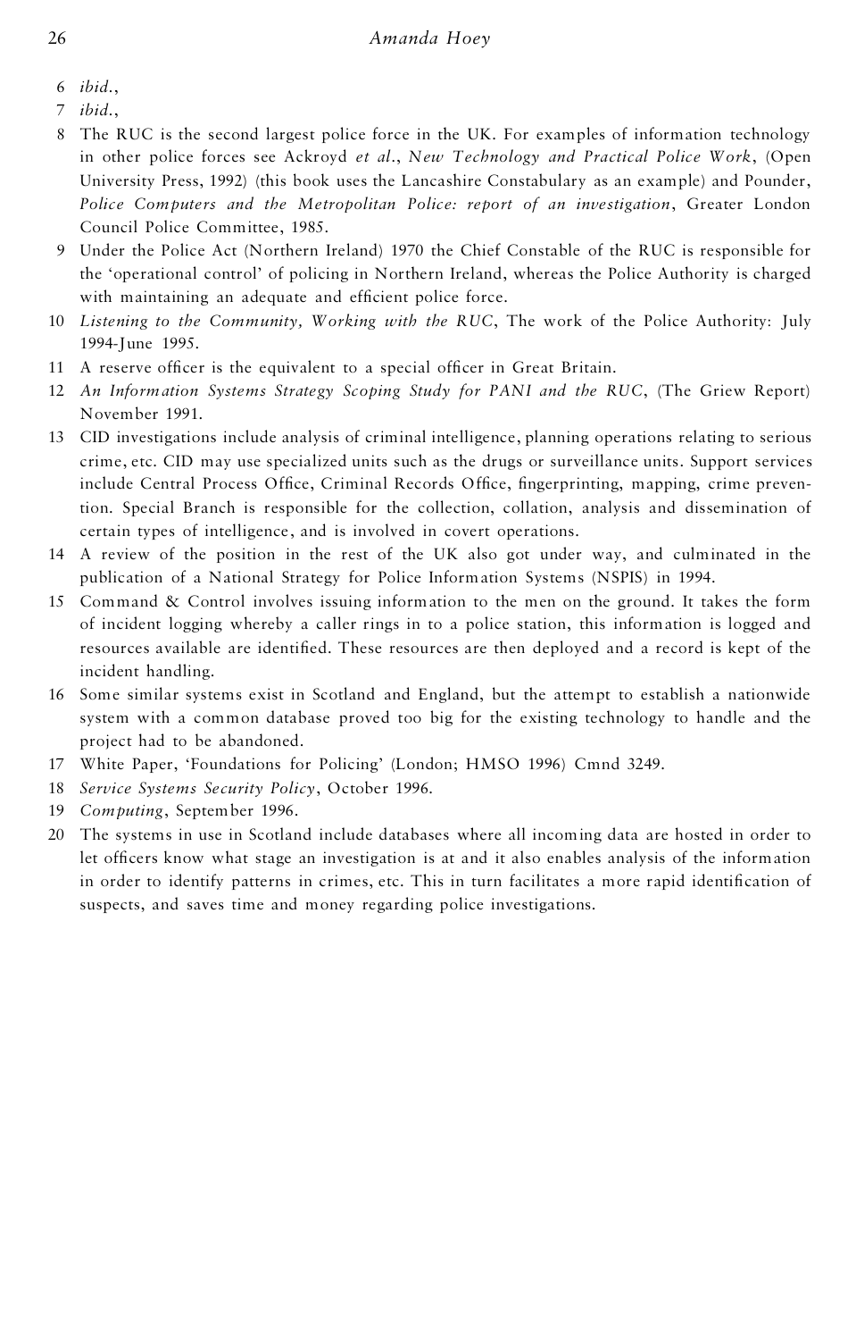6 *ibid.*,

7 *ibid.*,

8 The RUC is the second largest police force in the UK. For examples of information technology in other police forces see Ackroyd *et al.*, *New Technology and Practical Police Work*, (Open University Press, 1992) (this book uses the Lancashire Constabulary as an example) and Pounder, *Police Computers and the Metropolitan Police: report of an investigation*, Greater London Council Police Committee, 1985.

9 Under the Police Act (Northern Ireland) 1970 the Chief Constable of the RUC is responsible for the 'operational control' of policing in Northern Ireland, whereas the Police Authority is charged with maintaining an adequate and efficient police force.

10 *Listening to the Community, Working with the RUC*, The work of the Police Authority: July 1994-June 1995.

11 A reserve officer is the equivalent to a special officer in Great Britain.

12 *An Information Systems Strategy Scoping Study for PANI and the RUC*, (The Griew Report) November 1991.

13 CID investigations include analysis of criminal intelligence, planning operations relating to serious crime, etc. CID may use specialized units such as the drugs or surveillance units. Support services include Central Process Office, Criminal Records Office, fingerprinting, mapping, crime prevention. Special Branch is responsible for the collection, collation, analysis and dissemination of certain types of intelligence, and is involved in covert operations.

14 A review of the position in the rest of the UK also got under way, and culminated in the publication of a National Strategy for Police Information Systems (NSPIS) in 1994.

15 Command & Control involves issuing information to the men on the ground. It takes the form of incident logging whereby a caller rings in to a police station, this information is logged and resources available are identified. These resources are then deployed and a record is kept of the incident handling.

16 Some similar systems exist in Scotland and England, but the attempt to establish a nationwide system with a common database proved too big for the existing technology to handle and the project had to be abandoned.

17 White Paper, 'Foundations for Policing' (London; HMSO 1996) Cmnd 3249.

18 *Service Systems Security Policy*, October 1996.

19 *Computing*, September 1996.

20 The systems in use in Scotland include databases where all incoming data are hosted in order to let officers know what stage an investigation is at and it also enables analysis of the information in order to identify patterns in crimes, etc. This in turn facilitates a more rapid identification of suspects, and saves time and money regarding police investigations.